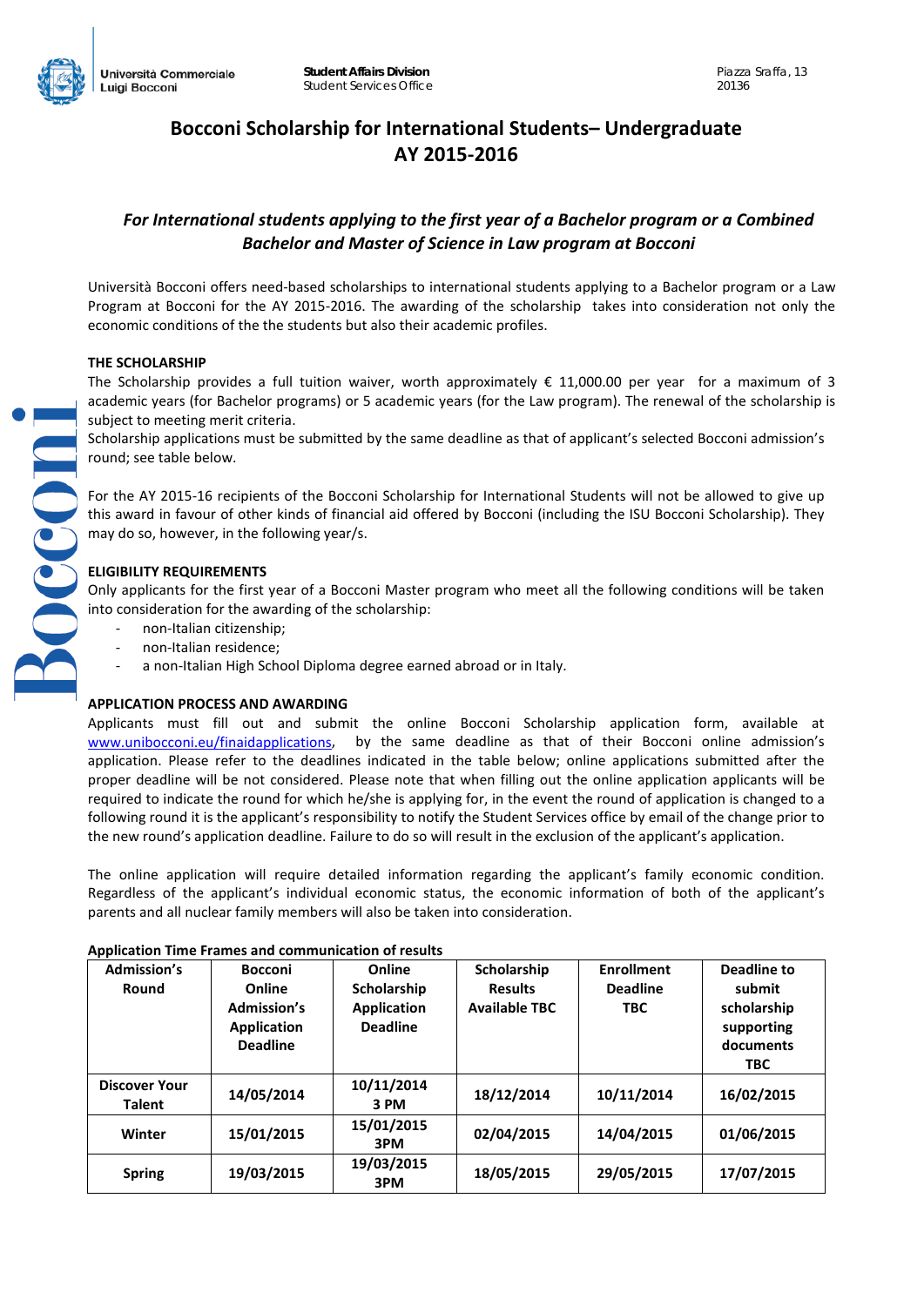Università Commerciale Luigi Bocconi

**Student Affairs Division**
Student Services Office

Piazza Sraffa, 13
20136

# Bocconi Scholarship for International Students– Undergraduate AY 2015-2016

## *For International students applying to the first year of a Bachelor program or a Combined Bachelor and Master of Science in Law program at Bocconi*

Università Bocconi offers need-based scholarships to international students applying to a Bachelor program or a Law Program at Bocconi for the AY 2015-2016. The awarding of the scholarship takes into consideration not only the economic conditions of the the students but also their academic profiles.

### THE SCHOLARSHIP

The Scholarship provides a full tuition waiver, worth approximately € 11,000.00 per year for a maximum of 3 academic years (for Bachelor programs) or 5 academic years (for the Law program). The renewal of the scholarship is subject to meeting merit criteria.

Scholarship applications must be submitted by the same deadline as that of applicant's selected Bocconi admission's round; see table below.

For the AY 2015-16 recipients of the Bocconi Scholarship for International Students will not be allowed to give up this award in favour of other kinds of financial aid offered by Bocconi (including the ISU Bocconi Scholarship). They may do so, however, in the following year/s.

### ELIGIBILITY REQUIREMENTS

Only applicants for the first year of a Bocconi Master program who meet all the following conditions will be taken into consideration for the awarding of the scholarship:

- non-Italian citizenship;
- non-Italian residence;
- a non-Italian High School Diploma degree earned abroad or in Italy.

### APPLICATION PROCESS AND AWARDING

Applicants must fill out and submit the online Bocconi Scholarship application form, available at www.unibocconi.eu/finaidapplications, by the same deadline as that of their Bocconi online admission's application. Please refer to the deadlines indicated in the table below; online applications submitted after the proper deadline will be not considered. Please note that when filling out the online application applicants will be required to indicate the round for which he/she is applying for, in the event the round of application is changed to a following round it is the applicant's responsibility to notify the Student Services office by email of the change prior to the new round's application deadline. Failure to do so will result in the exclusion of the applicant's application.

The online application will require detailed information regarding the applicant's family economic condition. Regardless of the applicant's individual economic status, the economic information of both of the applicant's parents and all nuclear family members will also be taken into consideration.

**Application Time Frames and communication of results**

| Admission's Round | Bocconi Online Admission's Application Deadline | Online Scholarship Application Deadline | Scholarship Results Available TBC | Enrollment Deadline TBC | Deadline to submit scholarship supporting documents TBC |
|---|---|---|---|---|---|
| **Discover Your Talent** | **14/05/2014** | **10/11/2014 3 PM** | **18/12/2014** | **10/11/2014** | **16/02/2015** |
| **Winter** | **15/01/2015** | **15/01/2015 3PM** | **02/04/2015** | **14/04/2015** | **01/06/2015** |
| **Spring** | **19/03/2015** | **19/03/2015 3PM** | **18/05/2015** | **29/05/2015** | **17/07/2015** |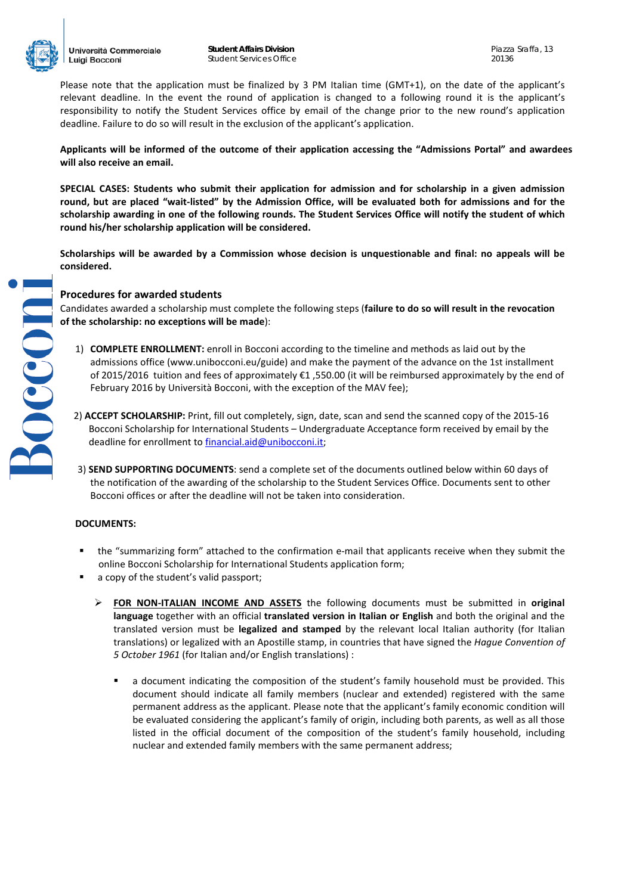Please note that the application must be finalized by 3 PM Italian time (GMT+1), on the date of the applicant's relevant deadline. In the event the round of application is changed to a following round it is the applicant's responsibility to notify the Student Services office by email of the change prior to the new round's application deadline. Failure to do so will result in the exclusion of the applicant's application.

**Applicants will be informed of the outcome of their application accessing the "Admissions Portal" and awardees will also receive an email.**

**SPECIAL CASES: Students who submit their application for admission and for scholarship in a given admission round, but are placed "wait-listed" by the Admission Office, will be evaluated both for admissions and for the scholarship awarding in one of the following rounds. The Student Services Office will notify the student of which round his/her scholarship application will be considered.**

**Scholarships will be awarded by a Commission whose decision is unquestionable and final: no appeals will be considered.**

## Procedures for awarded students

Candidates awarded a scholarship must complete the following steps (**failure to do so will result in the revocation of the scholarship: no exceptions will be made**):

1) **COMPLETE ENROLLMENT:** enroll in Bocconi according to the timeline and methods as laid out by the admissions office (www.unibocconi.eu/guide) and make the payment of the advance on the 1st installment of 2015/2016 tuition and fees of approximately €1 ,550.00 (it will be reimbursed approximately by the end of February 2016 by Università Bocconi, with the exception of the MAV fee);

2) **ACCEPT SCHOLARSHIP:** Print, fill out completely, sign, date, scan and send the scanned copy of the 2015-16 Bocconi Scholarship for International Students – Undergraduate Acceptance form received by email by the deadline for enrollment to financial.aid@unibocconi.it;

3) **SEND SUPPORTING DOCUMENTS**: send a complete set of the documents outlined below within 60 days of the notification of the awarding of the scholarship to the Student Services Office. Documents sent to other Bocconi offices or after the deadline will not be taken into consideration.

**DOCUMENTS:**

- the "summarizing form" attached to the confirmation e-mail that applicants receive when they submit the online Bocconi Scholarship for International Students application form;
- a copy of the student's valid passport;
  - **FOR NON-ITALIAN INCOME AND ASSETS** the following documents must be submitted in **original language** together with an official **translated version in Italian or English** and both the original and the translated version must be **legalized and stamped** by the relevant local Italian authority (for Italian translations) or legalized with an Apostille stamp, in countries that have signed the *Hague Convention of 5 October 1961* (for Italian and/or English translations) :
    - a document indicating the composition of the student's family household must be provided. This document should indicate all family members (nuclear and extended) registered with the same permanent address as the applicant. Please note that the applicant's family economic condition will be evaluated considering the applicant's family of origin, including both parents, as well as all those listed in the official document of the composition of the student's family household, including nuclear and extended family members with the same permanent address;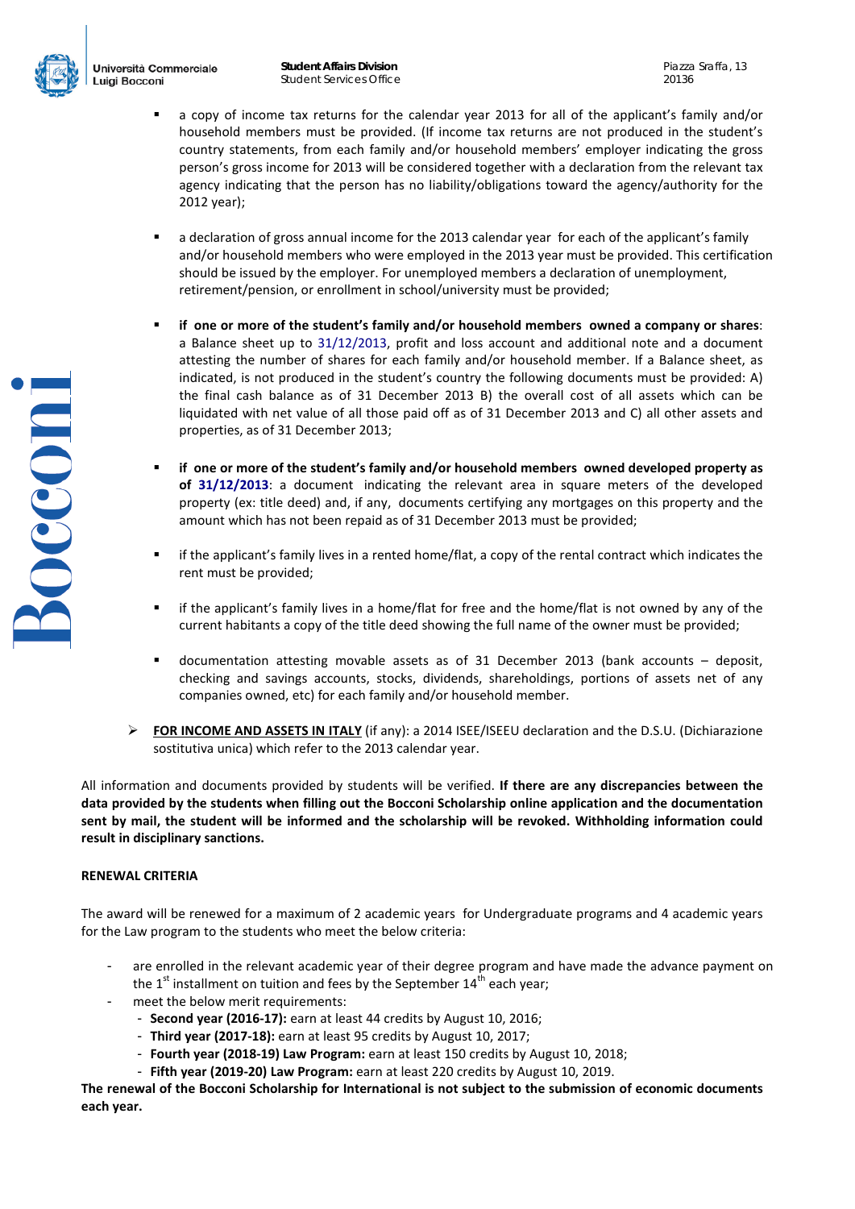- a copy of income tax returns for the calendar year 2013 for all of the applicant's family and/or household members must be provided. (If income tax returns are not produced in the student's country statements, from each family and/or household members' employer indicating the gross person's gross income for 2013 will be considered together with a declaration from the relevant tax agency indicating that the person has no liability/obligations toward the agency/authority for the 2012 year);

- a declaration of gross annual income for the 2013 calendar year for each of the applicant's family and/or household members who were employed in the 2013 year must be provided. This certification should be issued by the employer. For unemployed members a declaration of unemployment, retirement/pension, or enrollment in school/university must be provided;

- **if one or more of the student's family and/or household members owned a company or shares**: a Balance sheet up to 31/12/2013, profit and loss account and additional note and a document attesting the number of shares for each family and/or household member. If a Balance sheet, as indicated, is not produced in the student's country the following documents must be provided: A) the final cash balance as of 31 December 2013 B) the overall cost of all assets which can be liquidated with net value of all those paid off as of 31 December 2013 and C) all other assets and properties, as of 31 December 2013;

- **if one or more of the student's family and/or household members owned developed property as of 31/12/2013**: a document indicating the relevant area in square meters of the developed property (ex: title deed) and, if any, documents certifying any mortgages on this property and the amount which has not been repaid as of 31 December 2013 must be provided;

- if the applicant's family lives in a rented home/flat, a copy of the rental contract which indicates the rent must be provided;

- if the applicant's family lives in a home/flat for free and the home/flat is not owned by any of the current habitants a copy of the title deed showing the full name of the owner must be provided;

- documentation attesting movable assets as of 31 December 2013 (bank accounts – deposit, checking and savings accounts, stocks, dividends, shareholdings, portions of assets net of any companies owned, etc) for each family and/or household member.

➢ **FOR INCOME AND ASSETS IN ITALY** (if any): a 2014 ISEE/ISEEU declaration and the D.S.U. (Dichiarazione sostitutiva unica) which refer to the 2013 calendar year.

All information and documents provided by students will be verified. **If there are any discrepancies between the data provided by the students when filling out the Bocconi Scholarship online application and the documentation sent by mail, the student will be informed and the scholarship will be revoked. Withholding information could result in disciplinary sanctions.**

**RENEWAL CRITERIA**

The award will be renewed for a maximum of 2 academic years for Undergraduate programs and 4 academic years for the Law program to the students who meet the below criteria:

- are enrolled in the relevant academic year of their degree program and have made the advance payment on the 1st installment on tuition and fees by the September 14th each year;
- meet the below merit requirements:
  - **Second year (2016-17):** earn at least 44 credits by August 10, 2016;
  - **Third year (2017-18):** earn at least 95 credits by August 10, 2017;
  - **Fourth year (2018-19) Law Program:** earn at least 150 credits by August 10, 2018;
  - **Fifth year (2019-20) Law Program:** earn at least 220 credits by August 10, 2019.

**The renewal of the Bocconi Scholarship for International is not subject to the submission of economic documents each year.**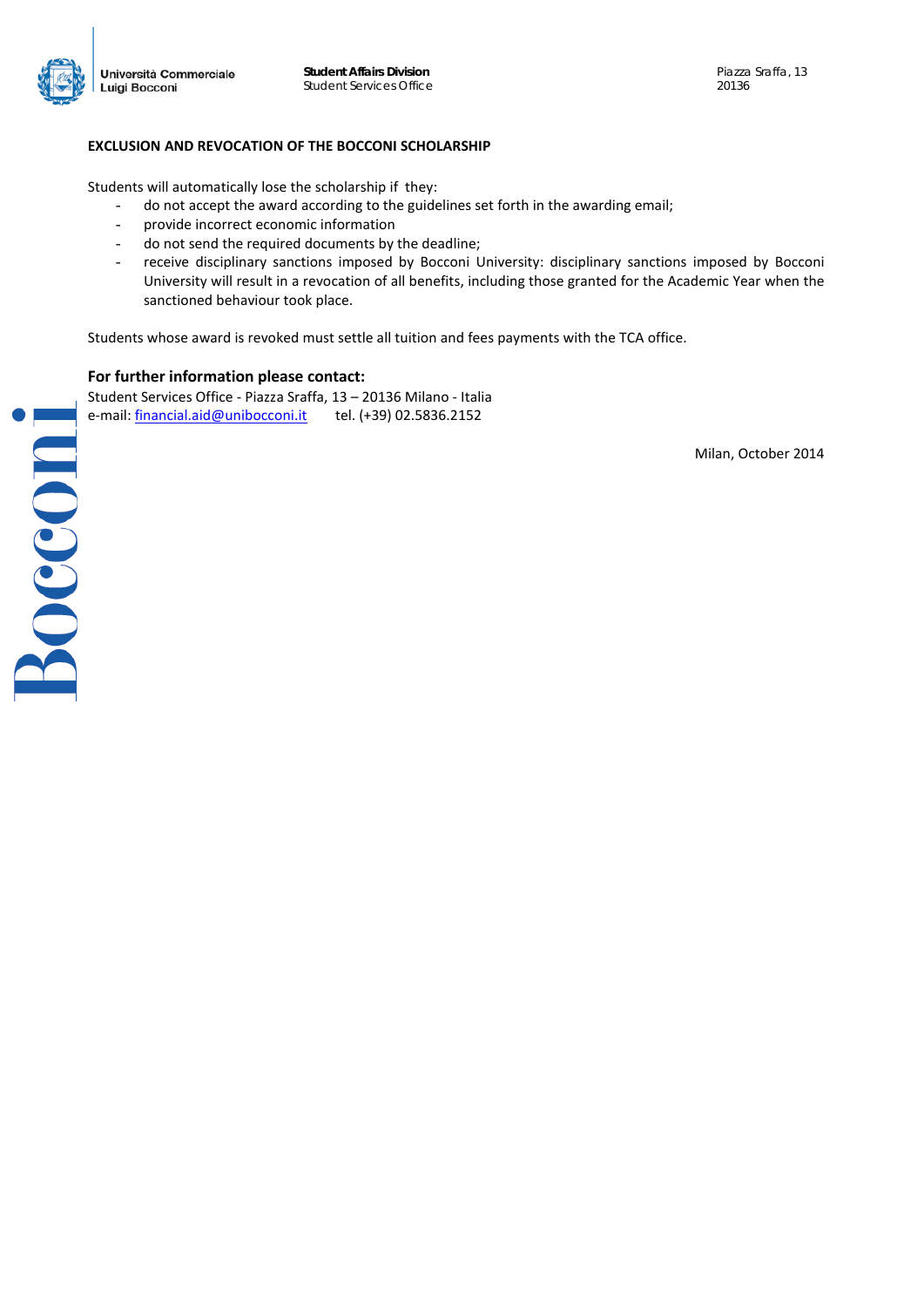## EXCLUSION AND REVOCATION OF THE BOCCONI SCHOLARSHIP

Students will automatically lose the scholarship if they:

- do not accept the award according to the guidelines set forth in the awarding email;
- provide incorrect economic information
- do not send the required documents by the deadline;
- receive disciplinary sanctions imposed by Bocconi University: disciplinary sanctions imposed by Bocconi University will result in a revocation of all benefits, including those granted for the Academic Year when the sanctioned behaviour took place.

Students whose award is revoked must settle all tuition and fees payments with the TCA office.

### For further information please contact:

Student Services Office - Piazza Sraffa, 13 – 20136 Milano - Italia
e-mail: financial.aid@unibocconi.it tel. (+39) 02.5836.2152

Milan, October 2014